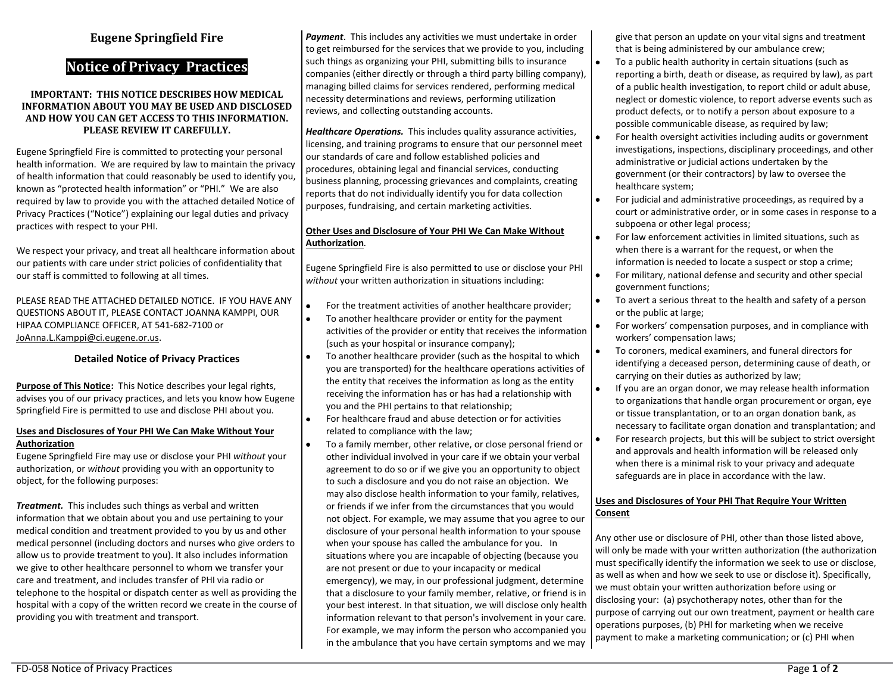# Eugene Springfield Fire

## Notice of Privacy Practices

**IMPORTANT: THIS NOTICE DESCRIBES HOW MEDICAL INFORMATION ABOUT YOU MAY BE USED AND DISCLOSED AND HOW YOU CAN GET ACCESS TO THIS INFORMATION. PLEASE REVIEW IT CAREFULLY.**

Eugene Springfield Fire is committed to protecting your personal health information. We are required by law to maintain the privacy of health information that could reasonably be used to identify you, known as "protected health information" or "PHI." We are also required by law to provide you with the attached detailed Notice of Privacy Practices ("Notice") explaining our legal duties and privacy practices with respect to your PHI.

We respect your privacy, and treat all healthcare information about our patients with care under strict policies of confidentiality that our staff is committed to following at all times.

PLEASE READ THE ATTACHED DETAILED NOTICE. IF YOU HAVE ANY QUESTIONS ABOUT IT, PLEASE CONTACT JOANNA KAMPPI, OUR HIPAA COMPLIANCE OFFICER, AT 541-682-7100 or JoAnna.L.Kamppi@ci.eugene.or.us.

### Detailed Notice of Privacy Practices

**Purpose of This Notice:** This Notice describes your legal rights, advises you of our privacy practices, and lets you know how Eugene Springfield Fire is permitted to use and disclose PHI about you.

**Uses and Disclosures of Your PHI We Can Make Without Your Authorization**

Eugene Springfield Fire may use or disclose your PHI *without* your authorization, or *without* providing you with an opportunity to object, for the following purposes:

***Treatment.*** This includes such things as verbal and written information that we obtain about you and use pertaining to your medical condition and treatment provided to you by us and other medical personnel (including doctors and nurses who give orders to allow us to provide treatment to you). It also includes information we give to other healthcare personnel to whom we transfer your care and treatment, and includes transfer of PHI via radio or telephone to the hospital or dispatch center as well as providing the hospital with a copy of the written record we create in the course of providing you with treatment and transport.

***Payment*.** This includes any activities we must undertake in order to get reimbursed for the services that we provide to you, including such things as organizing your PHI, submitting bills to insurance companies (either directly or through a third party billing company), managing billed claims for services rendered, performing medical necessity determinations and reviews, performing utilization reviews, and collecting outstanding accounts.

***Healthcare Operations.*** This includes quality assurance activities, licensing, and training programs to ensure that our personnel meet our standards of care and follow established policies and procedures, obtaining legal and financial services, conducting business planning, processing grievances and complaints, creating reports that do not individually identify you for data collection purposes, fundraising, and certain marketing activities.

**Other Uses and Disclosure of Your PHI We Can Make Without Authorization.**

Eugene Springfield Fire is also permitted to use or disclose your PHI *without* your written authorization in situations including:

- For the treatment activities of another healthcare provider;
- To another healthcare provider or entity for the payment activities of the provider or entity that receives the information (such as your hospital or insurance company);
- To another healthcare provider (such as the hospital to which you are transported) for the healthcare operations activities of the entity that receives the information as long as the entity receiving the information has or has had a relationship with you and the PHI pertains to that relationship;
- For healthcare fraud and abuse detection or for activities related to compliance with the law;
- To a family member, other relative, or close personal friend or other individual involved in your care if we obtain your verbal agreement to do so or if we give you an opportunity to object to such a disclosure and you do not raise an objection. We may also disclose health information to your family, relatives, or friends if we infer from the circumstances that you would not object. For example, we may assume that you agree to our disclosure of your personal health information to your spouse when your spouse has called the ambulance for you. In situations where you are incapable of objecting (because you are not present or due to your incapacity or medical emergency), we may, in our professional judgment, determine that a disclosure to your family member, relative, or friend is in your best interest. In that situation, we will disclose only health information relevant to that person's involvement in your care. For example, we may inform the person who accompanied you in the ambulance that you have certain symptoms and we may give that person an update on your vital signs and treatment that is being administered by our ambulance crew;
- To a public health authority in certain situations (such as reporting a birth, death or disease, as required by law), as part of a public health investigation, to report child or adult abuse, neglect or domestic violence, to report adverse events such as product defects, or to notify a person about exposure to a possible communicable disease, as required by law;
- For health oversight activities including audits or government investigations, inspections, disciplinary proceedings, and other administrative or judicial actions undertaken by the government (or their contractors) by law to oversee the healthcare system;
- For judicial and administrative proceedings, as required by a court or administrative order, or in some cases in response to a subpoena or other legal process;
- For law enforcement activities in limited situations, such as when there is a warrant for the request, or when the information is needed to locate a suspect or stop a crime;
- For military, national defense and security and other special government functions;
- To avert a serious threat to the health and safety of a person or the public at large;
- For workers' compensation purposes, and in compliance with workers' compensation laws;
- To coroners, medical examiners, and funeral directors for identifying a deceased person, determining cause of death, or carrying on their duties as authorized by law;
- If you are an organ donor, we may release health information to organizations that handle organ procurement or organ, eye or tissue transplantation, or to an organ donation bank, as necessary to facilitate organ donation and transplantation; and
- For research projects, but this will be subject to strict oversight and approvals and health information will be released only when there is a minimal risk to your privacy and adequate safeguards are in place in accordance with the law.

**Uses and Disclosures of Your PHI That Require Your Written Consent**

Any other use or disclosure of PHI, other than those listed above, will only be made with your written authorization (the authorization must specifically identify the information we seek to use or disclose, as well as when and how we seek to use or disclose it). Specifically, we must obtain your written authorization before using or disclosing your: (a) psychotherapy notes, other than for the purpose of carrying out our own treatment, payment or health care operations purposes, (b) PHI for marketing when we receive payment to make a marketing communication; or (c) PHI when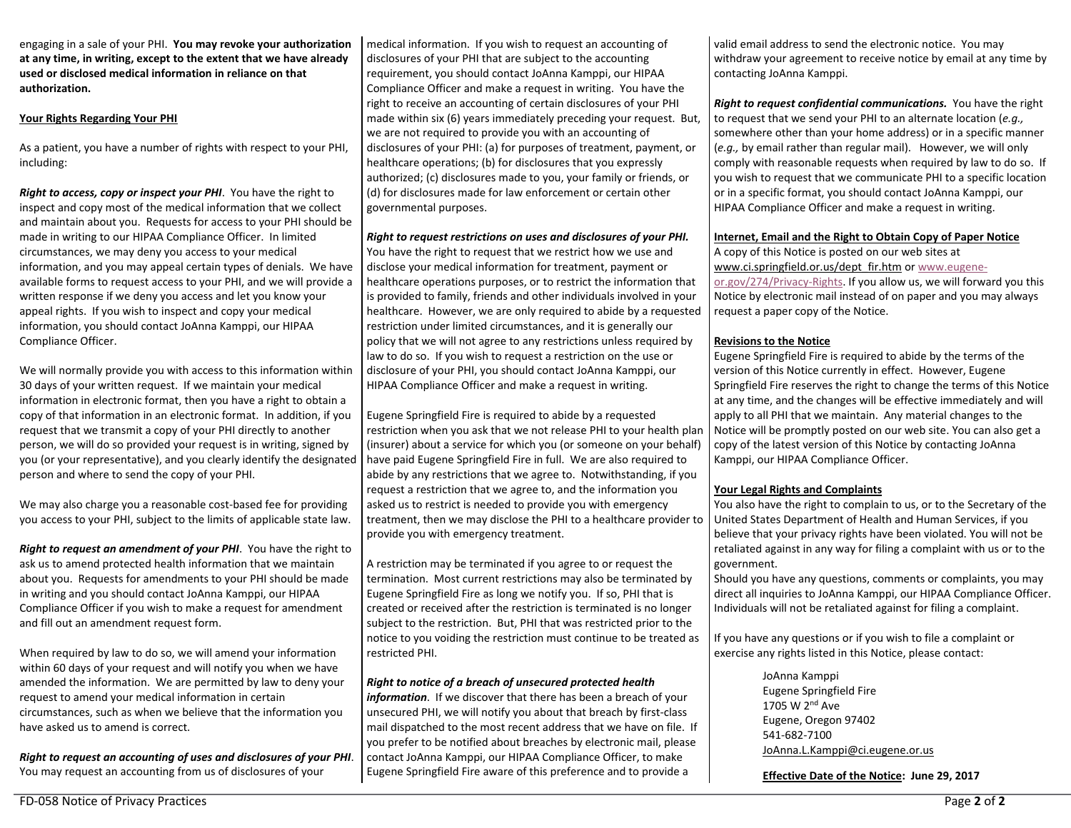engaging in a sale of your PHI. **You may revoke your authorization at any time, in writing, except to the extent that we have already used or disclosed medical information in reliance on that authorization.**

**Your Rights Regarding Your PHI**

As a patient, you have a number of rights with respect to your PHI, including:

***Right to access, copy or inspect your PHI***. You have the right to inspect and copy most of the medical information that we collect and maintain about you. Requests for access to your PHI should be made in writing to our HIPAA Compliance Officer. In limited circumstances, we may deny you access to your medical information, and you may appeal certain types of denials. We have available forms to request access to your PHI, and we will provide a written response if we deny you access and let you know your appeal rights. If you wish to inspect and copy your medical information, you should contact JoAnna Kamppi, our HIPAA Compliance Officer.

We will normally provide you with access to this information within 30 days of your written request. If we maintain your medical information in electronic format, then you have a right to obtain a copy of that information in an electronic format. In addition, if you request that we transmit a copy of your PHI directly to another person, we will do so provided your request is in writing, signed by you (or your representative), and you clearly identify the designated person and where to send the copy of your PHI.

We may also charge you a reasonable cost-based fee for providing you access to your PHI, subject to the limits of applicable state law.

***Right to request an amendment of your PHI***. You have the right to ask us to amend protected health information that we maintain about you. Requests for amendments to your PHI should be made in writing and you should contact JoAnna Kamppi, our HIPAA Compliance Officer if you wish to make a request for amendment and fill out an amendment request form.

When required by law to do so, we will amend your information within 60 days of your request and will notify you when we have amended the information. We are permitted by law to deny your request to amend your medical information in certain circumstances, such as when we believe that the information you have asked us to amend is correct.

***Right to request an accounting of uses and disclosures of your PHI***. You may request an accounting from us of disclosures of your medical information. If you wish to request an accounting of disclosures of your PHI that are subject to the accounting requirement, you should contact JoAnna Kamppi, our HIPAA Compliance Officer and make a request in writing. You have the right to receive an accounting of certain disclosures of your PHI made within six (6) years immediately preceding your request. But, we are not required to provide you with an accounting of disclosures of your PHI: (a) for purposes of treatment, payment, or healthcare operations; (b) for disclosures that you expressly authorized; (c) disclosures made to you, your family or friends, or (d) for disclosures made for law enforcement or certain other governmental purposes.

***Right to request restrictions on uses and disclosures of your PHI.*** You have the right to request that we restrict how we use and disclose your medical information for treatment, payment or healthcare operations purposes, or to restrict the information that is provided to family, friends and other individuals involved in your healthcare. However, we are only required to abide by a requested restriction under limited circumstances, and it is generally our policy that we will not agree to any restrictions unless required by law to do so. If you wish to request a restriction on the use or disclosure of your PHI, you should contact JoAnna Kamppi, our HIPAA Compliance Officer and make a request in writing.

Eugene Springfield Fire is required to abide by a requested restriction when you ask that we not release PHI to your health plan (insurer) about a service for which you (or someone on your behalf) have paid Eugene Springfield Fire in full. We are also required to abide by any restrictions that we agree to. Notwithstanding, if you request a restriction that we agree to, and the information you asked us to restrict is needed to provide you with emergency treatment, then we may disclose the PHI to a healthcare provider to provide you with emergency treatment.

A restriction may be terminated if you agree to or request the termination. Most current restrictions may also be terminated by Eugene Springfield Fire as long we notify you. If so, PHI that is created or received after the restriction is terminated is no longer subject to the restriction. But, PHI that was restricted prior to the notice to you voiding the restriction must continue to be treated as restricted PHI.

***Right to notice of a breach of unsecured protected health information***. If we discover that there has been a breach of your unsecured PHI, we will notify you about that breach by first-class mail dispatched to the most recent address that we have on file. If you prefer to be notified about breaches by electronic mail, please contact JoAnna Kamppi, our HIPAA Compliance Officer, to make Eugene Springfield Fire aware of this preference and to provide a valid email address to send the electronic notice. You may withdraw your agreement to receive notice by email at any time by contacting JoAnna Kamppi.

***Right to request confidential communications.*** You have the right to request that we send your PHI to an alternate location (*e.g.,* somewhere other than your home address) or in a specific manner (*e.g.,* by email rather than regular mail). However, we will only comply with reasonable requests when required by law to do so. If you wish to request that we communicate PHI to a specific location or in a specific format, you should contact JoAnna Kamppi, our HIPAA Compliance Officer and make a request in writing.

**Internet, Email and the Right to Obtain Copy of Paper Notice**

A copy of this Notice is posted on our web sites at www.ci.springfield.or.us/dept_fir.htm or www.eugene-or.gov/274/Privacy-Rights. If you allow us, we will forward you this Notice by electronic mail instead of on paper and you may always request a paper copy of the Notice.

**Revisions to the Notice**

Eugene Springfield Fire is required to abide by the terms of the version of this Notice currently in effect. However, Eugene Springfield Fire reserves the right to change the terms of this Notice at any time, and the changes will be effective immediately and will apply to all PHI that we maintain. Any material changes to the Notice will be promptly posted on our web site. You can also get a copy of the latest version of this Notice by contacting JoAnna Kamppi, our HIPAA Compliance Officer.

**Your Legal Rights and Complaints**

You also have the right to complain to us, or to the Secretary of the United States Department of Health and Human Services, if you believe that your privacy rights have been violated. You will not be retaliated against in any way for filing a complaint with us or to the government.

Should you have any questions, comments or complaints, you may direct all inquiries to JoAnna Kamppi, our HIPAA Compliance Officer. Individuals will not be retaliated against for filing a complaint.

If you have any questions or if you wish to file a complaint or exercise any rights listed in this Notice, please contact:

JoAnna Kamppi
Eugene Springfield Fire
1705 W 2nd Ave
Eugene, Oregon 97402
541-682-7100
JoAnna.L.Kamppi@ci.eugene.or.us

**Effective Date of the Notice: June 29, 2017**